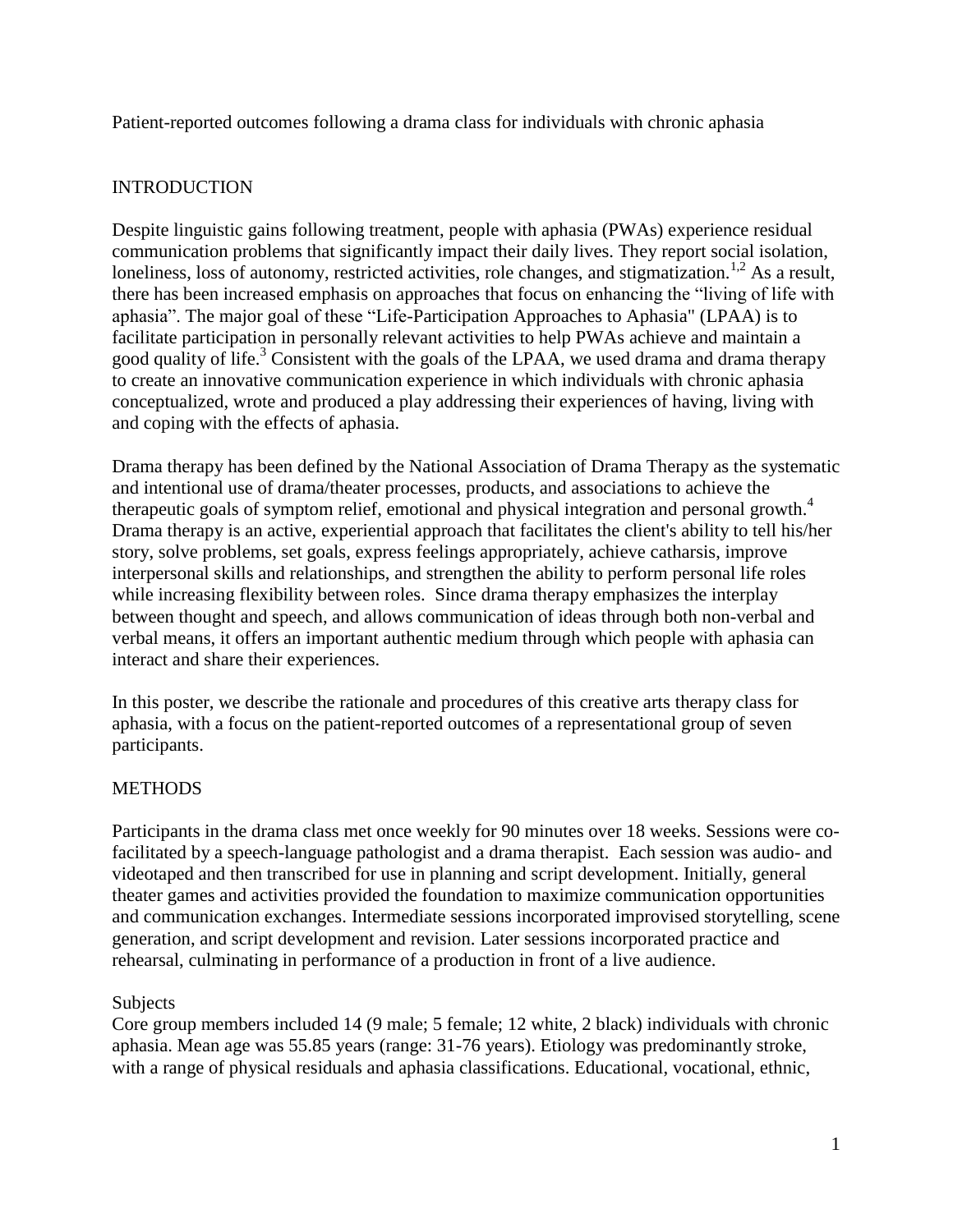Patient-reported outcomes following a drama class for individuals with chronic aphasia

## INTRODUCTION

Despite linguistic gains following treatment, people with aphasia (PWAs) experience residual communication problems that significantly impact their daily lives. They report social isolation, loneliness, loss of autonomy, restricted activities, role changes, and stigmatization.[1,2] As a result, there has been increased emphasis on approaches that focus on enhancing the "living of life with aphasia". The major goal of these "Life-Participation Approaches to Aphasia" (LPAA) is to facilitate participation in personally relevant activities to help PWAs achieve and maintain a good quality of life.[3] Consistent with the goals of the LPAA, we used drama and drama therapy to create an innovative communication experience in which individuals with chronic aphasia conceptualized, wrote and produced a play addressing their experiences of having, living with and coping with the effects of aphasia.

Drama therapy has been defined by the National Association of Drama Therapy as the systematic and intentional use of drama/theater processes, products, and associations to achieve the therapeutic goals of symptom relief, emotional and physical integration and personal growth.[4] Drama therapy is an active, experiential approach that facilitates the client's ability to tell his/her story, solve problems, set goals, express feelings appropriately, achieve catharsis, improve interpersonal skills and relationships, and strengthen the ability to perform personal life roles while increasing flexibility between roles. Since drama therapy emphasizes the interplay between thought and speech, and allows communication of ideas through both non-verbal and verbal means, it offers an important authentic medium through which people with aphasia can interact and share their experiences.

In this poster, we describe the rationale and procedures of this creative arts therapy class for aphasia, with a focus on the patient-reported outcomes of a representational group of seven participants.

## METHODS

Participants in the drama class met once weekly for 90 minutes over 18 weeks. Sessions were co-facilitated by a speech-language pathologist and a drama therapist. Each session was audio- and videotaped and then transcribed for use in planning and script development. Initially, general theater games and activities provided the foundation to maximize communication opportunities and communication exchanges. Intermediate sessions incorporated improvised storytelling, scene generation, and script development and revision. Later sessions incorporated practice and rehearsal, culminating in performance of a production in front of a live audience.

### Subjects

Core group members included 14 (9 male; 5 female; 12 white, 2 black) individuals with chronic aphasia. Mean age was 55.85 years (range: 31-76 years). Etiology was predominantly stroke, with a range of physical residuals and aphasia classifications. Educational, vocational, ethnic,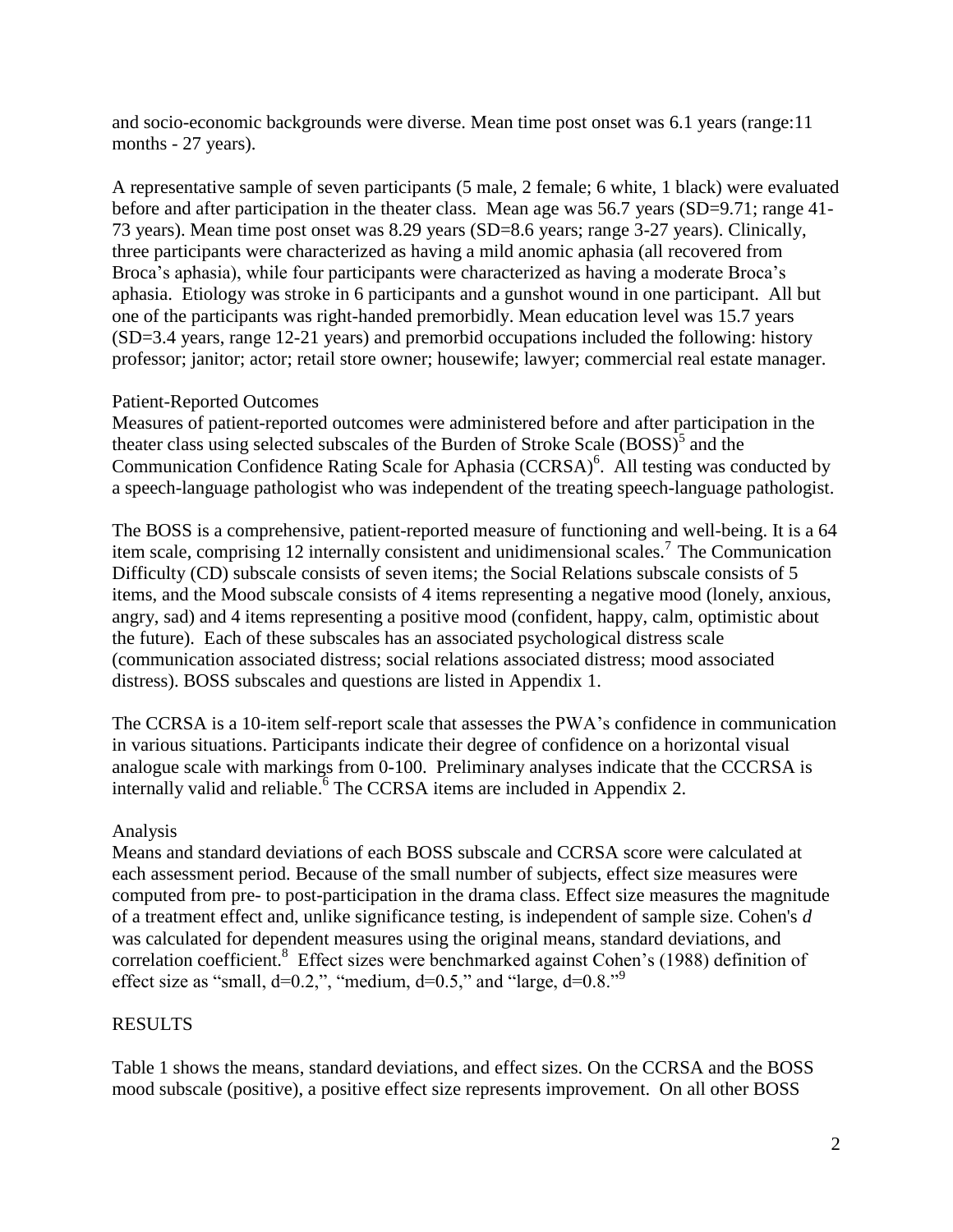and socio-economic backgrounds were diverse. Mean time post onset was 6.1 years (range:11 months - 27 years).

A representative sample of seven participants (5 male, 2 female; 6 white, 1 black) were evaluated before and after participation in the theater class. Mean age was 56.7 years (SD=9.71; range 41-73 years). Mean time post onset was 8.29 years (SD=8.6 years; range 3-27 years). Clinically, three participants were characterized as having a mild anomic aphasia (all recovered from Broca's aphasia), while four participants were characterized as having a moderate Broca's aphasia. Etiology was stroke in 6 participants and a gunshot wound in one participant. All but one of the participants was right-handed premorbidly. Mean education level was 15.7 years (SD=3.4 years, range 12-21 years) and premorbid occupations included the following: history professor; janitor; actor; retail store owner; housewife; lawyer; commercial real estate manager.

### Patient-Reported Outcomes

Measures of patient-reported outcomes were administered before and after participation in the theater class using selected subscales of the Burden of Stroke Scale (BOSS)[5] and the Communication Confidence Rating Scale for Aphasia (CCRSA)[6]. All testing was conducted by a speech-language pathologist who was independent of the treating speech-language pathologist.

The BOSS is a comprehensive, patient-reported measure of functioning and well-being. It is a 64 item scale, comprising 12 internally consistent and unidimensional scales.[7] The Communication Difficulty (CD) subscale consists of seven items; the Social Relations subscale consists of 5 items, and the Mood subscale consists of 4 items representing a negative mood (lonely, anxious, angry, sad) and 4 items representing a positive mood (confident, happy, calm, optimistic about the future). Each of these subscales has an associated psychological distress scale (communication associated distress; social relations associated distress; mood associated distress). BOSS subscales and questions are listed in Appendix 1.

The CCRSA is a 10-item self-report scale that assesses the PWA's confidence in communication in various situations. Participants indicate their degree of confidence on a horizontal visual analogue scale with markings from 0-100. Preliminary analyses indicate that the CCCRSA is internally valid and reliable.[6] The CCRSA items are included in Appendix 2.

### Analysis

Means and standard deviations of each BOSS subscale and CCRSA score were calculated at each assessment period. Because of the small number of subjects, effect size measures were computed from pre- to post-participation in the drama class. Effect size measures the magnitude of a treatment effect and, unlike significance testing, is independent of sample size. Cohen's *d* was calculated for dependent measures using the original means, standard deviations, and correlation coefficient.[8] Effect sizes were benchmarked against Cohen's (1988) definition of effect size as "small, d=0.2,", "medium, d=0.5," and "large, d=0.8."[9]

## RESULTS

Table 1 shows the means, standard deviations, and effect sizes. On the CCRSA and the BOSS mood subscale (positive), a positive effect size represents improvement. On all other BOSS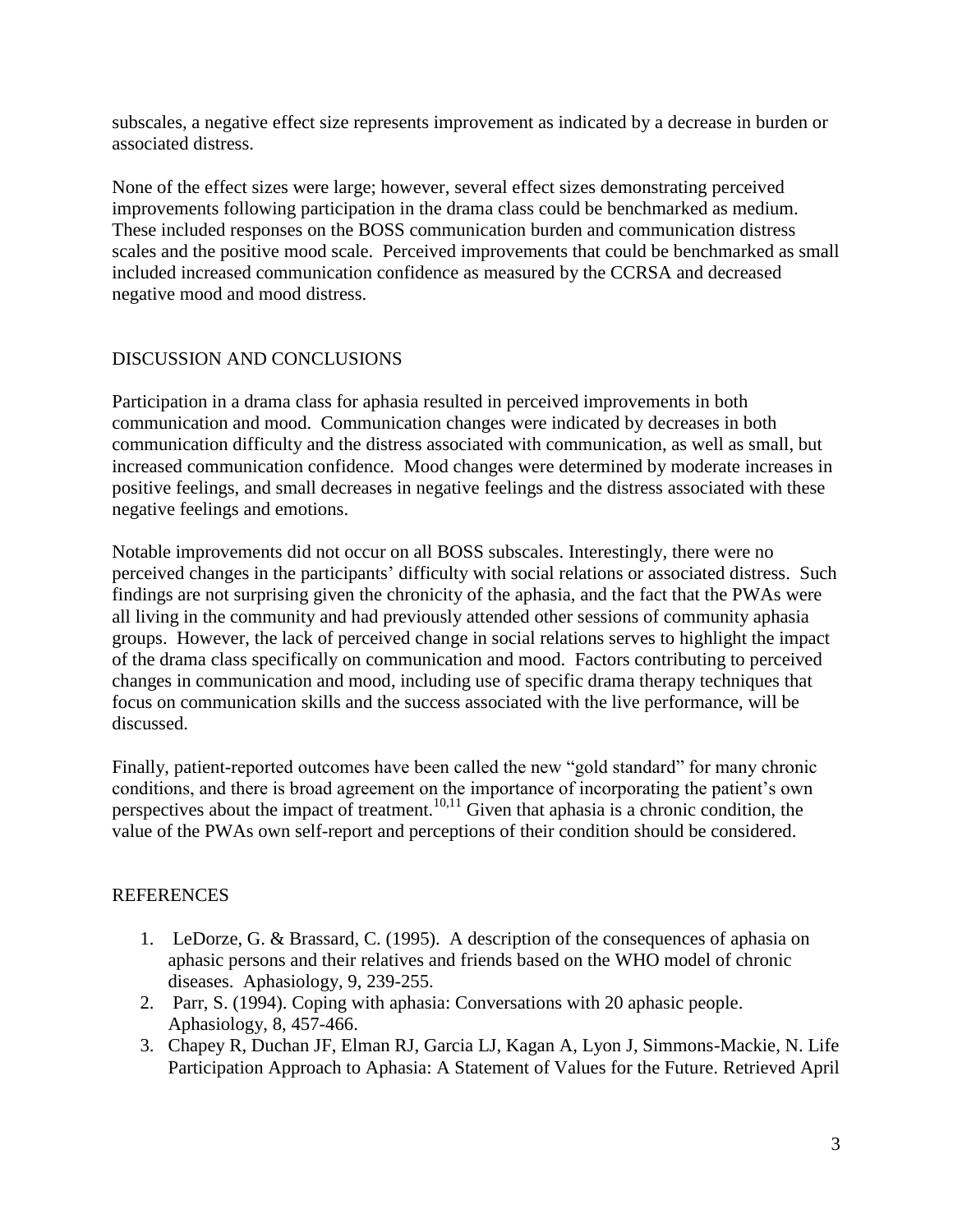subscales, a negative effect size represents improvement as indicated by a decrease in burden or associated distress.

None of the effect sizes were large; however, several effect sizes demonstrating perceived improvements following participation in the drama class could be benchmarked as medium. These included responses on the BOSS communication burden and communication distress scales and the positive mood scale. Perceived improvements that could be benchmarked as small included increased communication confidence as measured by the CCRSA and decreased negative mood and mood distress.

## DISCUSSION AND CONCLUSIONS

Participation in a drama class for aphasia resulted in perceived improvements in both communication and mood. Communication changes were indicated by decreases in both communication difficulty and the distress associated with communication, as well as small, but increased communication confidence. Mood changes were determined by moderate increases in positive feelings, and small decreases in negative feelings and the distress associated with these negative feelings and emotions.

Notable improvements did not occur on all BOSS subscales. Interestingly, there were no perceived changes in the participants' difficulty with social relations or associated distress. Such findings are not surprising given the chronicity of the aphasia, and the fact that the PWAs were all living in the community and had previously attended other sessions of community aphasia groups. However, the lack of perceived change in social relations serves to highlight the impact of the drama class specifically on communication and mood. Factors contributing to perceived changes in communication and mood, including use of specific drama therapy techniques that focus on communication skills and the success associated with the live performance, will be discussed.

Finally, patient-reported outcomes have been called the new "gold standard" for many chronic conditions, and there is broad agreement on the importance of incorporating the patient's own perspectives about the impact of treatment.[10,11] Given that aphasia is a chronic condition, the value of the PWAs own self-report and perceptions of their condition should be considered.

## REFERENCES

1. LeDorze, G. & Brassard, C. (1995). A description of the consequences of aphasia on aphasic persons and their relatives and friends based on the WHO model of chronic diseases. Aphasiology, 9, 239-255.
2. Parr, S. (1994). Coping with aphasia: Conversations with 20 aphasic people. Aphasiology, 8, 457-466.
3. Chapey R, Duchan JF, Elman RJ, Garcia LJ, Kagan A, Lyon J, Simmons-Mackie, N. Life Participation Approach to Aphasia: A Statement of Values for the Future. Retrieved April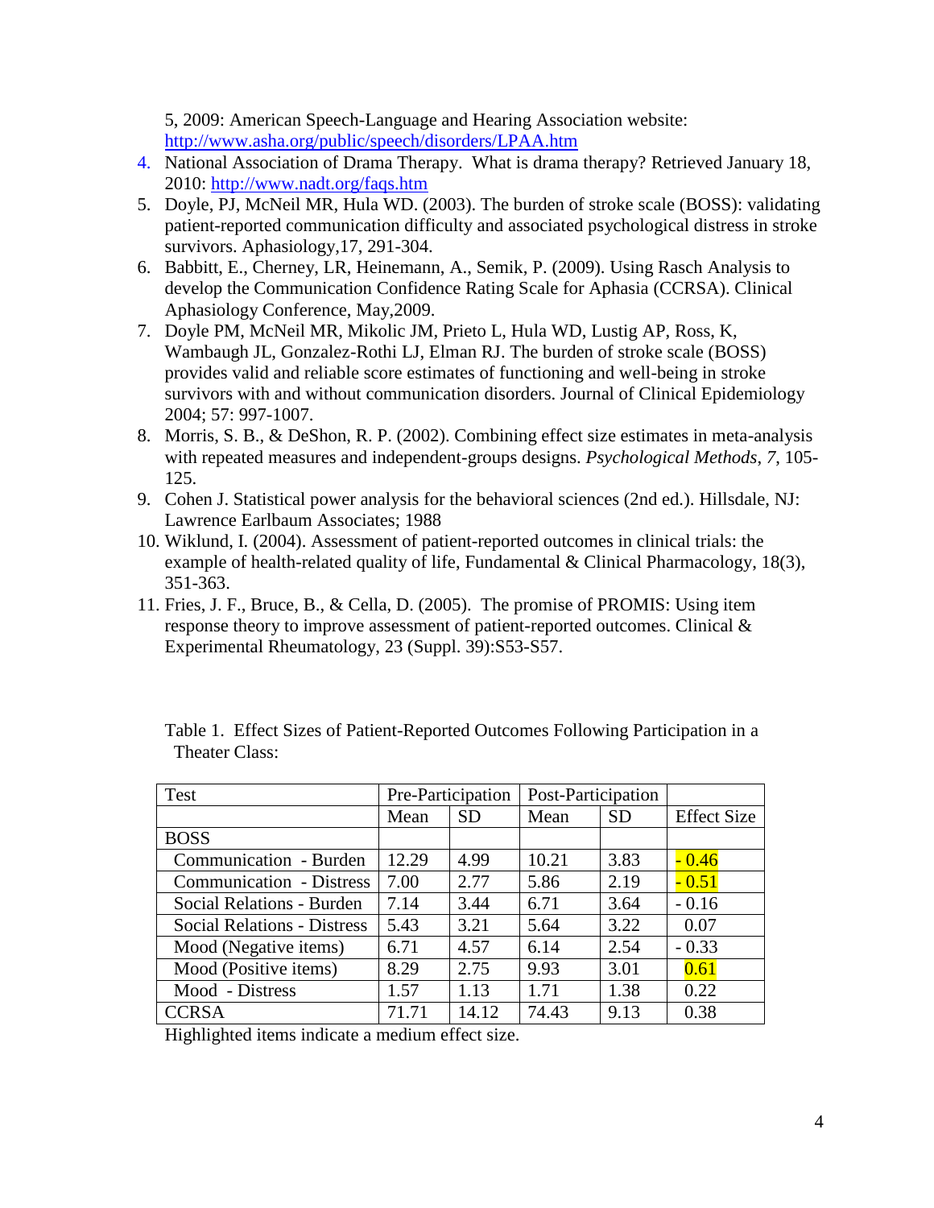5, 2009: American Speech-Language and Hearing Association website: http://www.asha.org/public/speech/disorders/LPAA.htm

4. National Association of Drama Therapy. What is drama therapy? Retrieved January 18, 2010: http://www.nadt.org/faqs.htm
5. Doyle, PJ, McNeil MR, Hula WD. (2003). The burden of stroke scale (BOSS): validating patient-reported communication difficulty and associated psychological distress in stroke survivors. Aphasiology,17, 291-304.
6. Babbitt, E., Cherney, LR, Heinemann, A., Semik, P. (2009). Using Rasch Analysis to develop the Communication Confidence Rating Scale for Aphasia (CCRSA). Clinical Aphasiology Conference, May,2009.
7. Doyle PM, McNeil MR, Mikolic JM, Prieto L, Hula WD, Lustig AP, Ross, K, Wambaugh JL, Gonzalez-Rothi LJ, Elman RJ. The burden of stroke scale (BOSS) provides valid and reliable score estimates of functioning and well-being in stroke survivors with and without communication disorders. Journal of Clinical Epidemiology 2004; 57: 997-1007.
8. Morris, S. B., & DeShon, R. P. (2002). Combining effect size estimates in meta-analysis with repeated measures and independent-groups designs. *Psychological Methods*, *7*, 105-125.
9. Cohen J. Statistical power analysis for the behavioral sciences (2nd ed.). Hillsdale, NJ: Lawrence Earlbaum Associates; 1988
10. Wiklund, I. (2004). Assessment of patient-reported outcomes in clinical trials: the example of health-related quality of life, Fundamental & Clinical Pharmacology, 18(3), 351-363.
11. Fries, J. F., Bruce, B., & Cella, D. (2005). The promise of PROMIS: Using item response theory to improve assessment of patient-reported outcomes. Clinical & Experimental Rheumatology, 23 (Suppl. 39):S53-S57.

Table 1. Effect Sizes of Patient-Reported Outcomes Following Participation in a Theater Class:

| Test | Pre-Participation | | Post-Participation | | |
|---|---|---|---|---|---|
| | Mean | SD | Mean | SD | Effect Size |
| BOSS | | | | | |
| Communication - Burden | 12.29 | 4.99 | 10.21 | 3.83 | - 0.46 |
| Communication - Distress | 7.00 | 2.77 | 5.86 | 2.19 | - 0.51 |
| Social Relations - Burden | 7.14 | 3.44 | 6.71 | 3.64 | - 0.16 |
| Social Relations - Distress | 5.43 | 3.21 | 5.64 | 3.22 | 0.07 |
| Mood (Negative items) | 6.71 | 4.57 | 6.14 | 2.54 | - 0.33 |
| Mood (Positive items) | 8.29 | 2.75 | 9.93 | 3.01 | 0.61 |
| Mood - Distress | 1.57 | 1.13 | 1.71 | 1.38 | 0.22 |
| CCRSA | 71.71 | 14.12 | 74.43 | 9.13 | 0.38 |

Highlighted items indicate a medium effect size.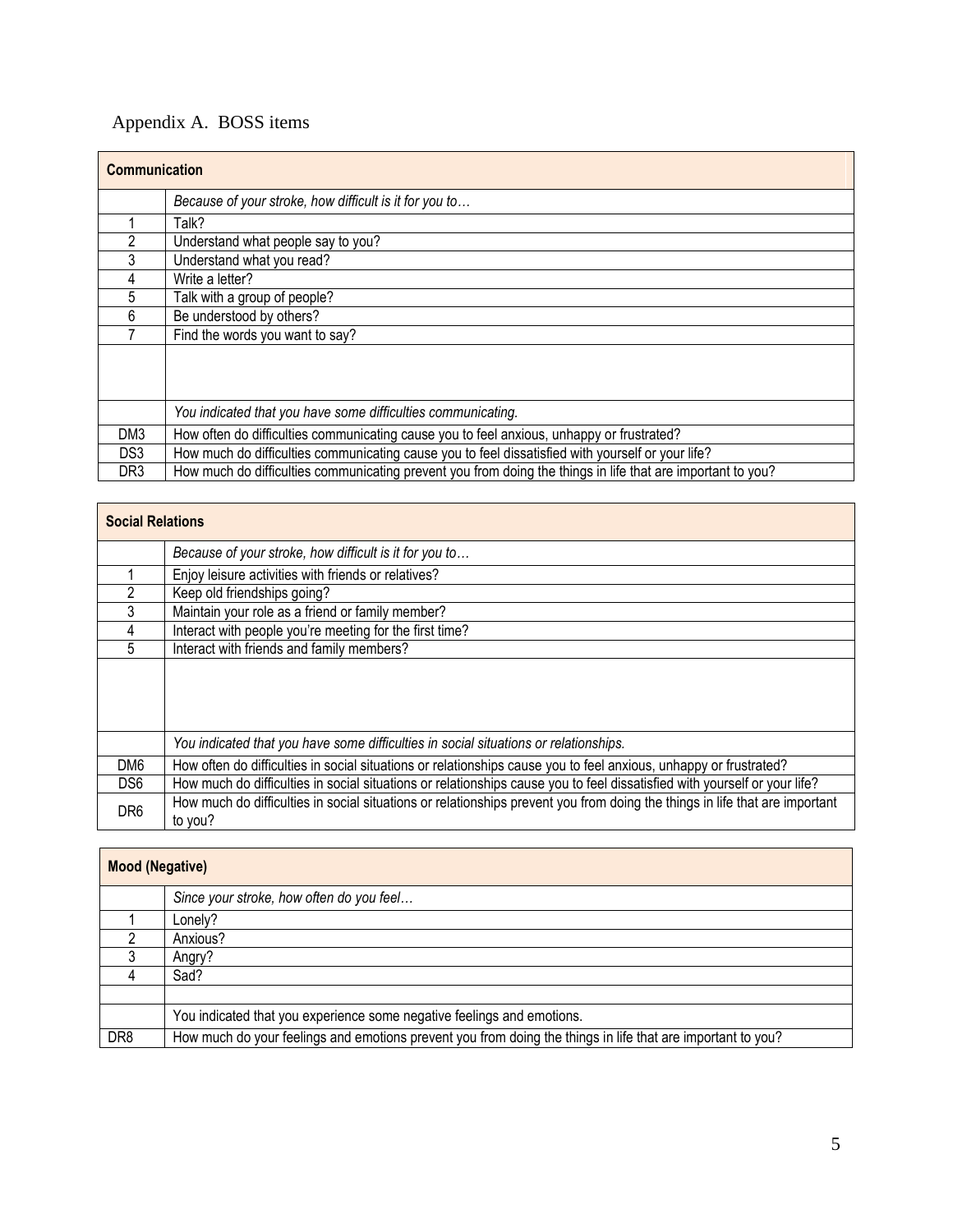Appendix A. BOSS items

| **Communication** | |
|---|---|
| | *Because of your stroke, how difficult is it for you to…* |
| 1 | Talk? |
| 2 | Understand what people say to you? |
| 3 | Understand what you read? |
| 4 | Write a letter? |
| 5 | Talk with a group of people? |
| 6 | Be understood by others? |
| 7 | Find the words you want to say? |
| | |
| | *You indicated that you have some difficulties communicating.* |
| DM3 | How often do difficulties communicating cause you to feel anxious, unhappy or frustrated? |
| DS3 | How much do difficulties communicating cause you to feel dissatisfied with yourself or your life? |
| DR3 | How much do difficulties communicating prevent you from doing the things in life that are important to you? |

| **Social Relations** | |
|---|---|
| | *Because of your stroke, how difficult is it for you to…* |
| 1 | Enjoy leisure activities with friends or relatives? |
| 2 | Keep old friendships going? |
| 3 | Maintain your role as a friend or family member? |
| 4 | Interact with people you're meeting for the first time? |
| 5 | Interact with friends and family members? |
| | |
| | *You indicated that you have some difficulties in social situations or relationships.* |
| DM6 | How often do difficulties in social situations or relationships cause you to feel anxious, unhappy or frustrated? |
| DS6 | How much do difficulties in social situations or relationships cause you to feel dissatisfied with yourself or your life? |
| DR6 | How much do difficulties in social situations or relationships prevent you from doing the things in life that are important to you? |

| **Mood (Negative)** | |
|---|---|
| | *Since your stroke, how often do you feel…* |
| 1 | Lonely? |
| 2 | Anxious? |
| 3 | Angry? |
| 4 | Sad? |
| | |
| | You indicated that you experience some negative feelings and emotions. |
| DR8 | How much do your feelings and emotions prevent you from doing the things in life that are important to you? |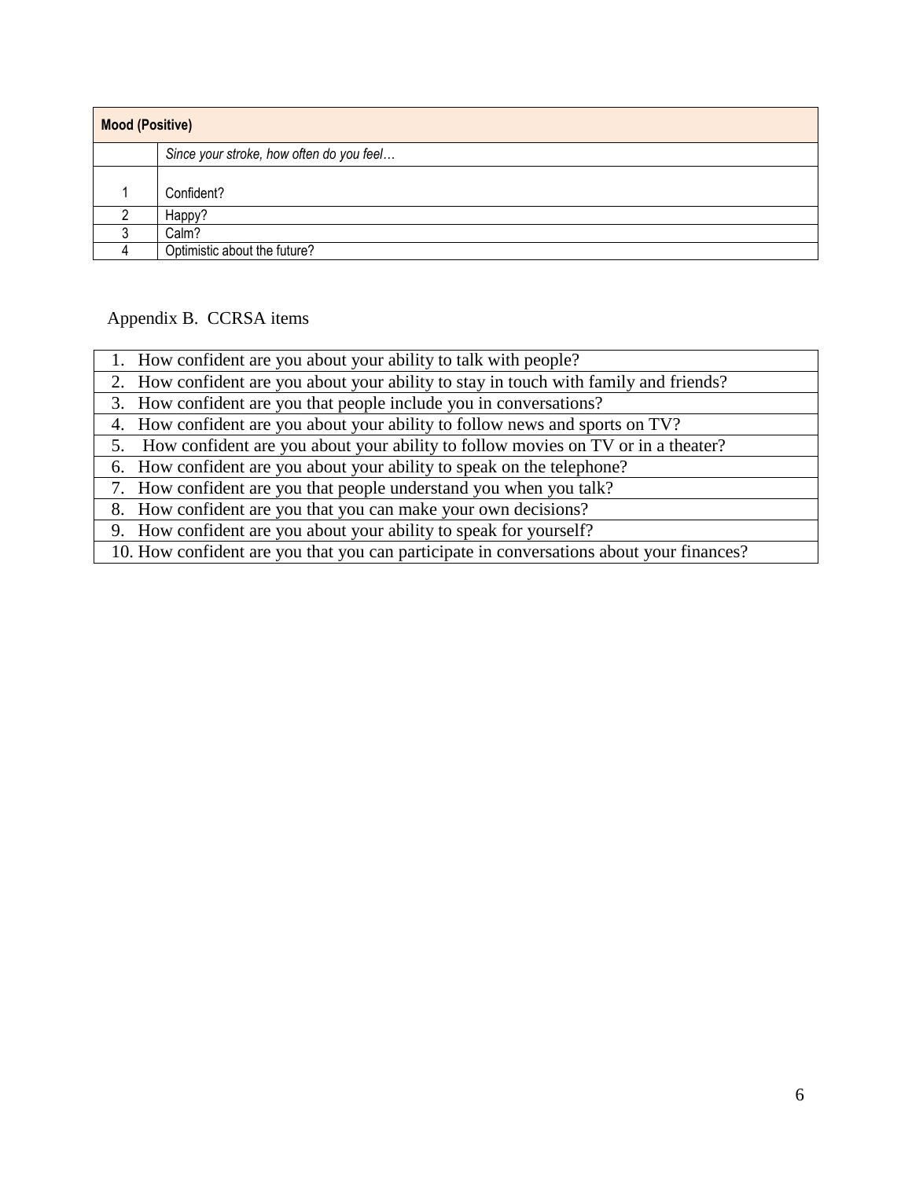| Mood (Positive) | |
|---|---|
| | *Since your stroke, how often do you feel…* |
| 1 | Confident? |
| 2 | Happy? |
| 3 | Calm? |
| 4 | Optimistic about the future? |

Appendix B. CCRSA items

| |
|---|
| 1. How confident are you about your ability to talk with people? |
| 2. How confident are you about your ability to stay in touch with family and friends? |
| 3. How confident are you that people include you in conversations? |
| 4. How confident are you about your ability to follow news and sports on TV? |
| 5. How confident are you about your ability to follow movies on TV or in a theater? |
| 6. How confident are you about your ability to speak on the telephone? |
| 7. How confident are you that people understand you when you talk? |
| 8. How confident are you that you can make your own decisions? |
| 9. How confident are you about your ability to speak for yourself? |
| 10. How confident are you that you can participate in conversations about your finances? |